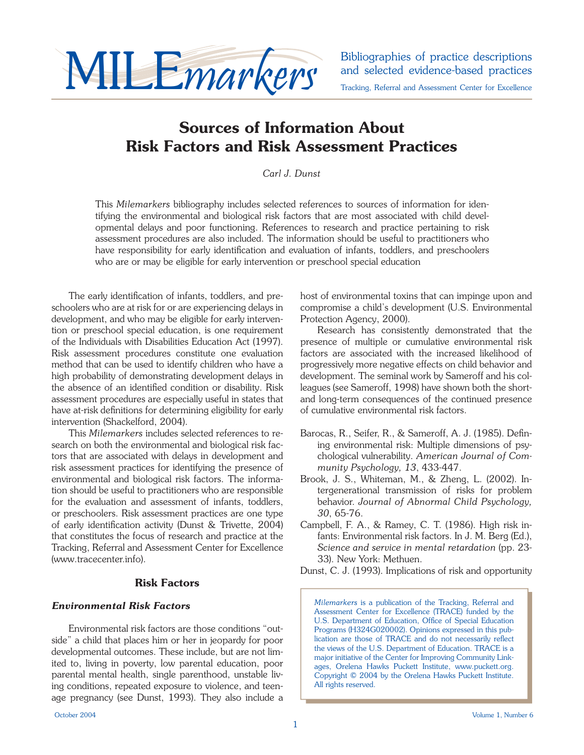MILEmarkers

Bibliographies of practice descriptions and selected evidence-based practices

Tracking, Referral and Assessment Center for Excellence

# Sources of Information About Risk Factors and Risk Assessment Practices

*Carl J. Dunst*

This *Milemarkers* bibliography includes selected references to sources of information for identifying the environmental and biological risk factors that are most associated with child developmental delays and poor functioning. References to research and practice pertaining to risk assessment procedures are also included. The information should be useful to practitioners who have responsibility for early identification and evaluation of infants, toddlers, and preschoolers who are or may be eligible for early intervention or preschool special education

The early identification of infants, toddlers, and preschoolers who are at risk for or are experiencing delays in development, and who may be eligible for early intervention or preschool special education, is one requirement of the Individuals with Disabilities Education Act (1997). Risk assessment procedures constitute one evaluation method that can be used to identify children who have a high probability of demonstrating development delays in the absence of an identified condition or disability. Risk assessment procedures are especially useful in states that have at-risk definitions for determining eligibility for early intervention (Shackelford, 2004).

This *Milemarkers* includes selected references to research on both the environmental and biological risk factors that are associated with delays in development and risk assessment practices for identifying the presence of environmental and biological risk factors. The information should be useful to practitioners who are responsible for the evaluation and assessment of infants, toddlers, or preschoolers. Risk assessment practices are one type of early identification activity (Dunst & Trivette, 2004) that constitutes the focus of research and practice at the Tracking, Referral and Assessment Center for Excellence (www.tracecenter.info).

## Risk Factors

### *Environmental Risk Factors*

Environmental risk factors are those conditions "outside" a child that places him or her in jeopardy for poor developmental outcomes. These include, but are not limited to, living in poverty, low parental education, poor parental mental health, single parenthood, unstable living conditions, repeated exposure to violence, and teenage pregnancy (see Dunst, 1993). They also include a host of environmental toxins that can impinge upon and compromise a child's development (U.S. Environmental Protection Agency, 2000).

Research has consistently demonstrated that the presence of multiple or cumulative environmental risk factors are associated with the increased likelihood of progressively more negative effects on child behavior and development. The seminal work by Sameroff and his colleagues (see Sameroff, 1998) have shown both the short- and long-term consequences of the continued presence of cumulative environmental risk factors.

Barocas, R., Seifer, R., & Sameroff, A. J. (1985). Defining environmental risk: Multiple dimensions of psychological vulnerability. *American Journal of Community Psychology, 13*, 433-447.

Brook, J. S., Whiteman, M., & Zheng, L. (2002). Intergenerational transmission of risks for problem behavior. *Journal of Abnormal Child Psychology, 30*, 65-76.

Campbell, F. A., & Ramey, C. T. (1986). High risk infants: Environmental risk factors. In J. M. Berg (Ed.), *Science and service in mental retardation* (pp. 23-33). New York: Methuen.

Dunst, C. J. (1993). Implications of risk and opportunity

*Milemarkers* is a publication of the Tracking, Referral and Assessment Center for Excellence (TRACE) funded by the U.S. Department of Education, Office of Special Education Programs (H324G020002). Opinions expressed in this publication are those of TRACE and do not necessarily reflect the views of the U.S. Department of Education. TRACE is a major initiative of the Center for Improving Community Linkages, Orelena Hawks Puckett Institute, www.puckett.org. Copyright © 2004 by the Orelena Hawks Puckett Institute. All rights reserved.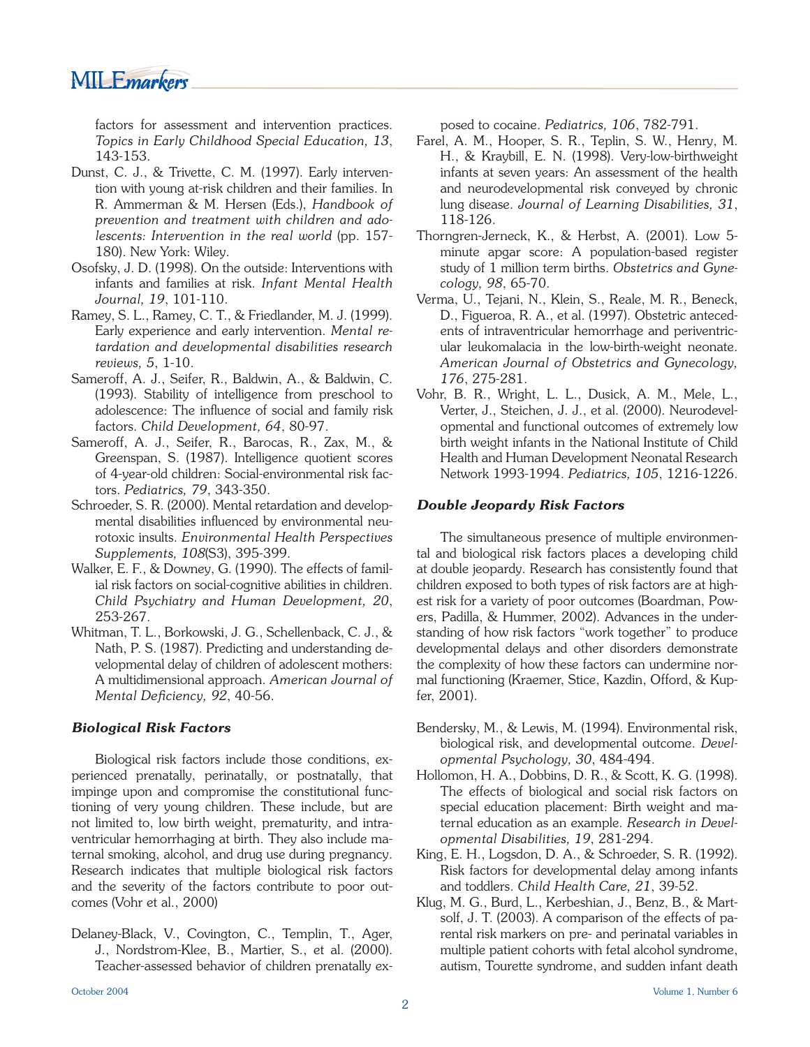factors for assessment and intervention practices. *Topics in Early Childhood Special Education, 13*, 143-153.

Dunst, C. J., & Trivette, C. M. (1997). Early intervention with young at-risk children and their families. In R. Ammerman & M. Hersen (Eds.), *Handbook of prevention and treatment with children and adolescents: Intervention in the real world* (pp. 157-180). New York: Wiley.

Osofsky, J. D. (1998). On the outside: Interventions with infants and families at risk. *Infant Mental Health Journal, 19*, 101-110.

Ramey, S. L., Ramey, C. T., & Friedlander, M. J. (1999). Early experience and early intervention. *Mental retardation and developmental disabilities research reviews, 5*, 1-10.

Sameroff, A. J., Seifer, R., Baldwin, A., & Baldwin, C. (1993). Stability of intelligence from preschool to adolescence: The influence of social and family risk factors. *Child Development, 64*, 80-97.

Sameroff, A. J., Seifer, R., Barocas, R., Zax, M., & Greenspan, S. (1987). Intelligence quotient scores of 4-year-old children: Social-environmental risk factors. *Pediatrics, 79*, 343-350.

Schroeder, S. R. (2000). Mental retardation and developmental disabilities influenced by environmental neurotoxic insults. *Environmental Health Perspectives Supplements, 108*(S3), 395-399.

Walker, E. F., & Downey, G. (1990). The effects of familial risk factors on social-cognitive abilities in children. *Child Psychiatry and Human Development, 20*, 253-267.

Whitman, T. L., Borkowski, J. G., Schellenback, C. J., & Nath, P. S. (1987). Predicting and understanding developmental delay of children of adolescent mothers: A multidimensional approach. *American Journal of Mental Deficiency, 92*, 40-56.

### *Biological Risk Factors*

Biological risk factors include those conditions, experienced prenatally, perinatally, or postnatally, that impinge upon and compromise the constitutional functioning of very young children. These include, but are not limited to, low birth weight, prematurity, and intraventricular hemorrhaging at birth. They also include maternal smoking, alcohol, and drug use during pregnancy. Research indicates that multiple biological risk factors and the severity of the factors contribute to poor outcomes (Vohr et al., 2000)

Delaney-Black, V., Covington, C., Templin, T., Ager, J., Nordstrom-Klee, B., Martier, S., et al. (2000). Teacher-assessed behavior of children prenatally exposed to cocaine. *Pediatrics, 106*, 782-791.

Farel, A. M., Hooper, S. R., Teplin, S. W., Henry, M. H., & Kraybill, E. N. (1998). Very-low-birthweight infants at seven years: An assessment of the health and neurodevelopmental risk conveyed by chronic lung disease. *Journal of Learning Disabilities, 31*, 118-126.

Thorngren-Jerneck, K., & Herbst, A. (2001). Low 5-minute apgar score: A population-based register study of 1 million term births. *Obstetrics and Gynecology, 98*, 65-70.

Verma, U., Tejani, N., Klein, S., Reale, M. R., Beneck, D., Figueroa, R. A., et al. (1997). Obstetric antecedents of intraventricular hemorrhage and periventricular leukomalacia in the low-birth-weight neonate. *American Journal of Obstetrics and Gynecology, 176*, 275-281.

Vohr, B. R., Wright, L. L., Dusick, A. M., Mele, L., Verter, J., Steichen, J. J., et al. (2000). Neurodevelopmental and functional outcomes of extremely low birth weight infants in the National Institute of Child Health and Human Development Neonatal Research Network 1993-1994. *Pediatrics, 105*, 1216-1226.

### *Double Jeopardy Risk Factors*

The simultaneous presence of multiple environmental and biological risk factors places a developing child at double jeopardy. Research has consistently found that children exposed to both types of risk factors are at highest risk for a variety of poor outcomes (Boardman, Powers, Padilla, & Hummer, 2002). Advances in the understanding of how risk factors "work together" to produce developmental delays and other disorders demonstrate the complexity of how these factors can undermine normal functioning (Kraemer, Stice, Kazdin, Offord, & Kupfer, 2001).

Bendersky, M., & Lewis, M. (1994). Environmental risk, biological risk, and developmental outcome. *Developmental Psychology, 30*, 484-494.

Hollomon, H. A., Dobbins, D. R., & Scott, K. G. (1998). The effects of biological and social risk factors on special education placement: Birth weight and maternal education as an example. *Research in Developmental Disabilities, 19*, 281-294.

King, E. H., Logsdon, D. A., & Schroeder, S. R. (1992). Risk factors for developmental delay among infants and toddlers. *Child Health Care, 21*, 39-52.

Klug, M. G., Burd, L., Kerbeshian, J., Benz, B., & Martsolf, J. T. (2003). A comparison of the effects of parental risk markers on pre- and perinatal variables in multiple patient cohorts with fetal alcohol syndrome, autism, Tourette syndrome, and sudden infant death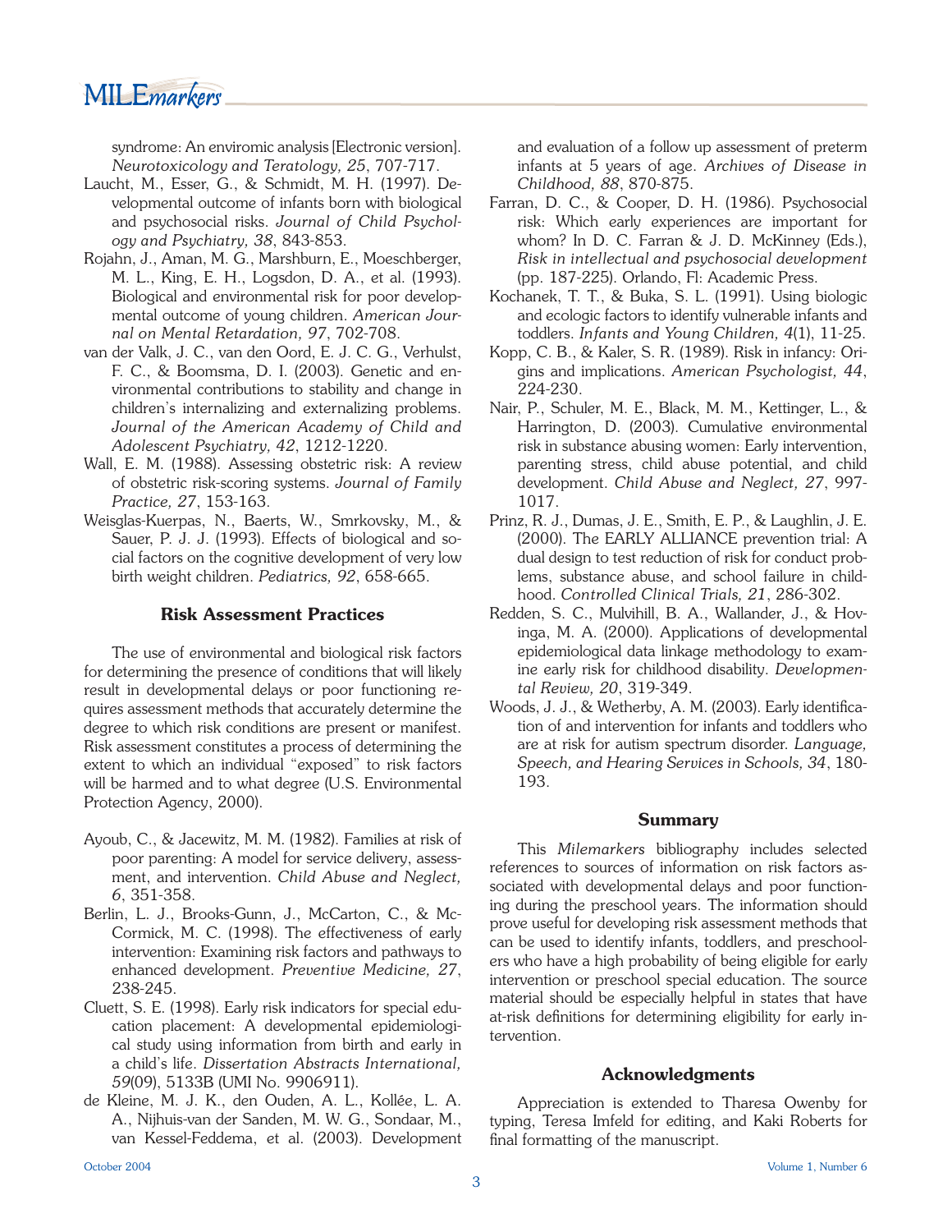syndrome: An enviromic analysis [Electronic version]. *Neurotoxicology and Teratology, 25*, 707-717.

Laucht, M., Esser, G., & Schmidt, M. H. (1997). Developmental outcome of infants born with biological and psychosocial risks. *Journal of Child Psychology and Psychiatry, 38*, 843-853.

Rojahn, J., Aman, M. G., Marshburn, E., Moeschberger, M. L., King, E. H., Logsdon, D. A., et al. (1993). Biological and environmental risk for poor developmental outcome of young children. *American Journal on Mental Retardation, 97*, 702-708.

van der Valk, J. C., van den Oord, E. J. C. G., Verhulst, F. C., & Boomsma, D. I. (2003). Genetic and environmental contributions to stability and change in children's internalizing and externalizing problems. *Journal of the American Academy of Child and Adolescent Psychiatry, 42*, 1212-1220.

Wall, E. M. (1988). Assessing obstetric risk: A review of obstetric risk-scoring systems. *Journal of Family Practice, 27*, 153-163.

Weisglas-Kuerpas, N., Baerts, W., Smrkovsky, M., & Sauer, P. J. J. (1993). Effects of biological and social factors on the cognitive development of very low birth weight children. *Pediatrics, 92*, 658-665.

### Risk Assessment Practices

The use of environmental and biological risk factors for determining the presence of conditions that will likely result in developmental delays or poor functioning requires assessment methods that accurately determine the degree to which risk conditions are present or manifest. Risk assessment constitutes a process of determining the extent to which an individual "exposed" to risk factors will be harmed and to what degree (U.S. Environmental Protection Agency, 2000).

Ayoub, C., & Jacewitz, M. M. (1982). Families at risk of poor parenting: A model for service delivery, assessment, and intervention. *Child Abuse and Neglect, 6*, 351-358.

Berlin, L. J., Brooks-Gunn, J., McCarton, C., & McCormick, M. C. (1998). The effectiveness of early intervention: Examining risk factors and pathways to enhanced development. *Preventive Medicine, 27*, 238-245.

Cluett, S. E. (1998). Early risk indicators for special education placement: A developmental epidemiological study using information from birth and early in a child's life. *Dissertation Abstracts International, 59*(09), 5133B (UMI No. 9906911).

de Kleine, M. J. K., den Ouden, A. L., Kollée, L. A. A., Nijhuis-van der Sanden, M. W. G., Sondaar, M., van Kessel-Feddema, et al. (2003). Development and evaluation of a follow up assessment of preterm infants at 5 years of age. *Archives of Disease in Childhood, 88*, 870-875.

Farran, D. C., & Cooper, D. H. (1986). Psychosocial risk: Which early experiences are important for whom? In D. C. Farran & J. D. McKinney (Eds.), *Risk in intellectual and psychosocial development* (pp. 187-225). Orlando, Fl: Academic Press.

Kochanek, T. T., & Buka, S. L. (1991). Using biologic and ecologic factors to identify vulnerable infants and toddlers. *Infants and Young Children, 4*(1), 11-25.

Kopp, C. B., & Kaler, S. R. (1989). Risk in infancy: Origins and implications. *American Psychologist, 44*, 224-230.

Nair, P., Schuler, M. E., Black, M. M., Kettinger, L., & Harrington, D. (2003). Cumulative environmental risk in substance abusing women: Early intervention, parenting stress, child abuse potential, and child development. *Child Abuse and Neglect, 27*, 997-1017.

Prinz, R. J., Dumas, J. E., Smith, E. P., & Laughlin, J. E. (2000). The EARLY ALLIANCE prevention trial: A dual design to test reduction of risk for conduct problems, substance abuse, and school failure in childhood. *Controlled Clinical Trials, 21*, 286-302.

Redden, S. C., Mulvihill, B. A., Wallander, J., & Hovinga, M. A. (2000). Applications of developmental epidemiological data linkage methodology to examine early risk for childhood disability. *Developmental Review, 20*, 319-349.

Woods, J. J., & Wetherby, A. M. (2003). Early identification of and intervention for infants and toddlers who are at risk for autism spectrum disorder. *Language, Speech, and Hearing Services in Schools, 34*, 180-193.

### Summary

This *Milemarkers* bibliography includes selected references to sources of information on risk factors associated with developmental delays and poor functioning during the preschool years. The information should prove useful for developing risk assessment methods that can be used to identify infants, toddlers, and preschoolers who have a high probability of being eligible for early intervention or preschool special education. The source material should be especially helpful in states that have at-risk definitions for determining eligibility for early intervention.

### Acknowledgments

Appreciation is extended to Tharesa Owenby for typing, Teresa Imfeld for editing, and Kaki Roberts for final formatting of the manuscript.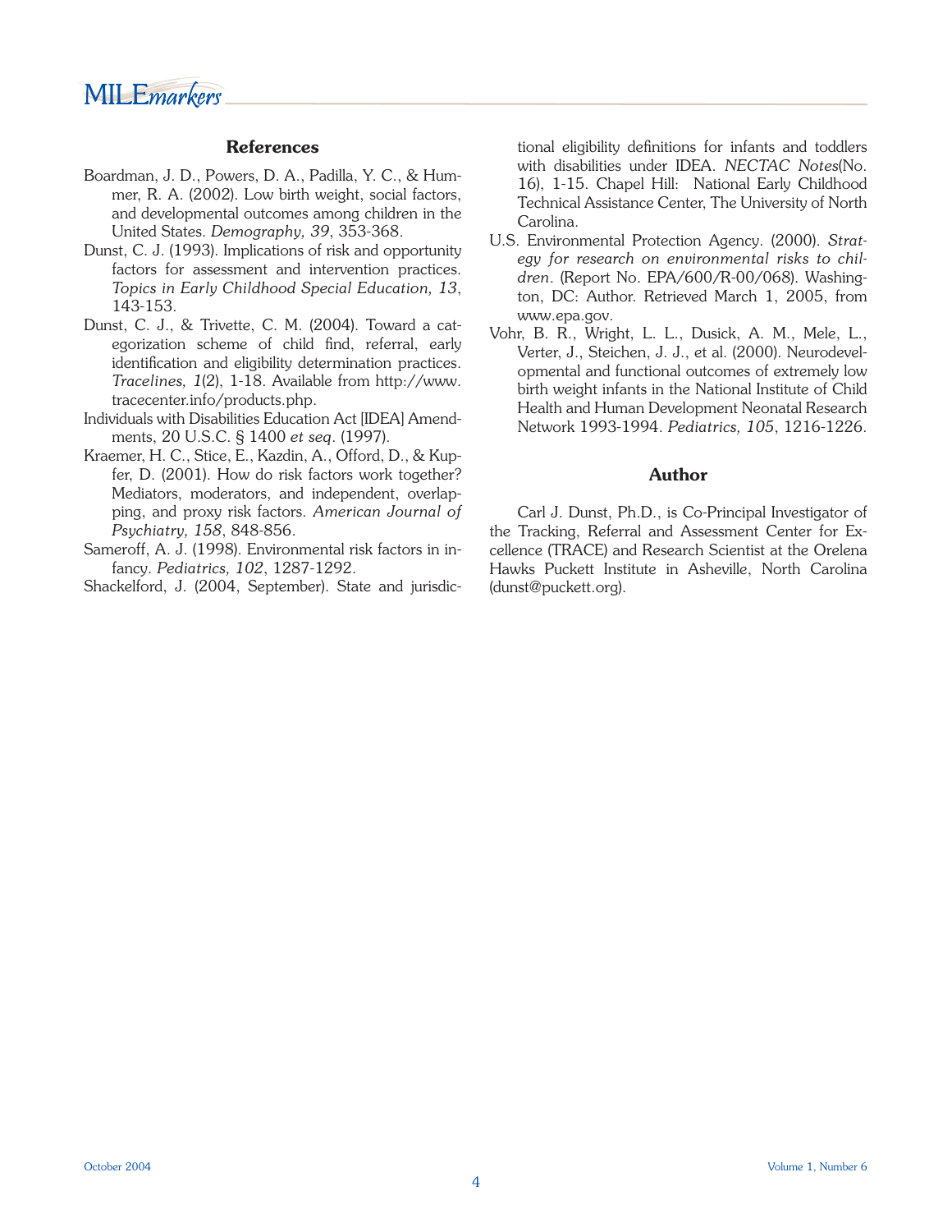## References

Boardman, J. D., Powers, D. A., Padilla, Y. C., & Hummer, R. A. (2002). Low birth weight, social factors, and developmental outcomes among children in the United States. *Demography, 39*, 353-368.

Dunst, C. J. (1993). Implications of risk and opportunity factors for assessment and intervention practices. *Topics in Early Childhood Special Education, 13*, 143-153.

Dunst, C. J., & Trivette, C. M. (2004). Toward a categorization scheme of child find, referral, early identification and eligibility determination practices. *Tracelines, 1*(2), 1-18. Available from http://www.tracecenter.info/products.php.

Individuals with Disabilities Education Act [IDEA] Amendments, 20 U.S.C. § 1400 *et seq*. (1997).

Kraemer, H. C., Stice, E., Kazdin, A., Offord, D., & Kupfer, D. (2001). How do risk factors work together? Mediators, moderators, and independent, overlapping, and proxy risk factors. *American Journal of Psychiatry, 158*, 848-856.

Sameroff, A. J. (1998). Environmental risk factors in infancy. *Pediatrics, 102*, 1287-1292.

Shackelford, J. (2004, September). State and jurisdictional eligibility definitions for infants and toddlers with disabilities under IDEA. *NECTAC Notes*(No. 16), 1-15. Chapel Hill: National Early Childhood Technical Assistance Center, The University of North Carolina.

U.S. Environmental Protection Agency. (2000). *Strategy for research on environmental risks to children*. (Report No. EPA/600/R-00/068). Washington, DC: Author. Retrieved March 1, 2005, from www.epa.gov.

Vohr, B. R., Wright, L. L., Dusick, A. M., Mele, L., Verter, J., Steichen, J. J., et al. (2000). Neurodevelopmental and functional outcomes of extremely low birth weight infants in the National Institute of Child Health and Human Development Neonatal Research Network 1993-1994. *Pediatrics, 105*, 1216-1226.

## Author

Carl J. Dunst, Ph.D., is Co-Principal Investigator of the Tracking, Referral and Assessment Center for Excellence (TRACE) and Research Scientist at the Orelena Hawks Puckett Institute in Asheville, North Carolina (dunst@puckett.org).